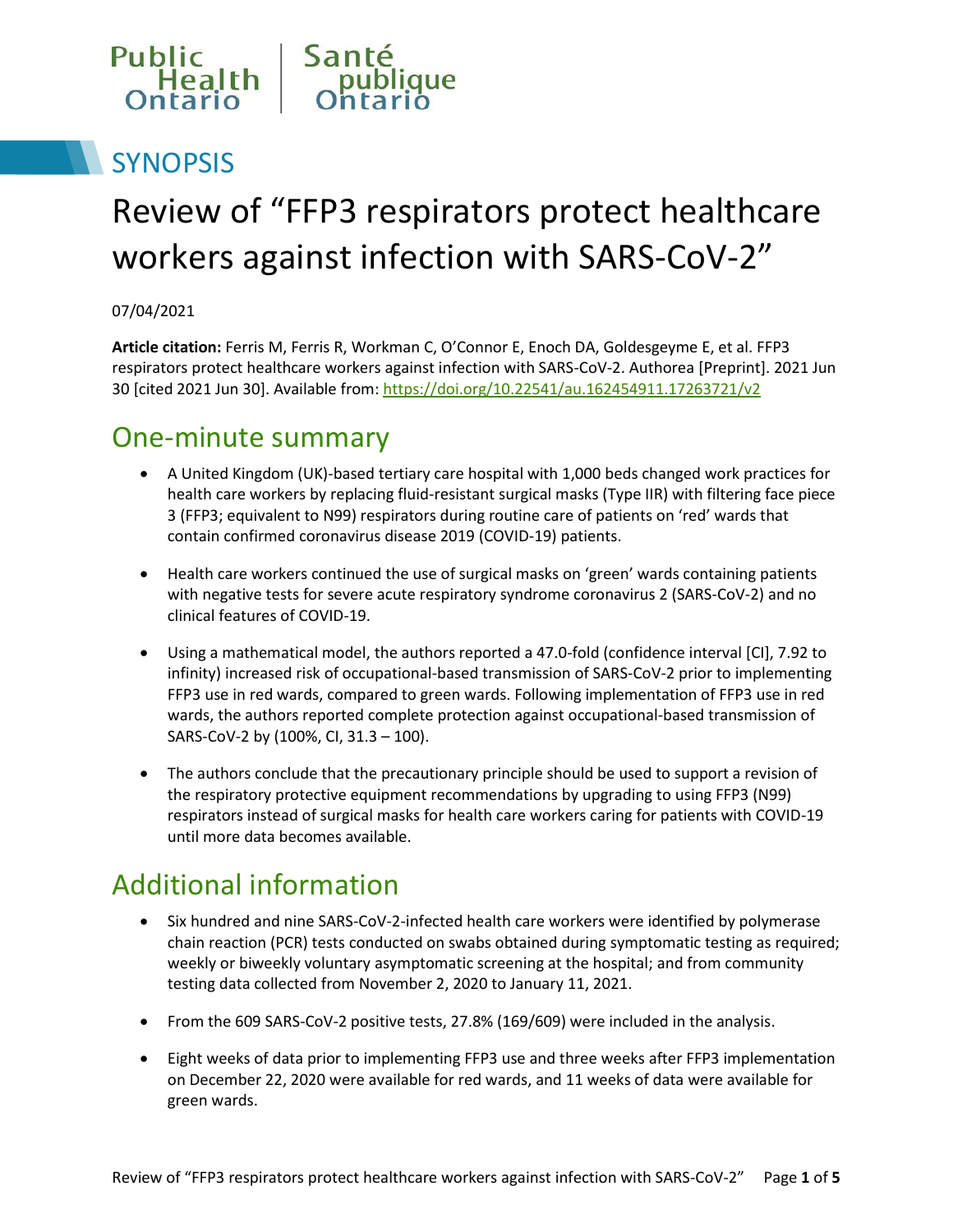Public Health Ontario | Santé publique Ontario

# SYNOPSIS

# Review of "FFP3 respirators protect healthcare workers against infection with SARS-CoV-2"

07/04/2021

**Article citation:** Ferris M, Ferris R, Workman C, O'Connor E, Enoch DA, Goldesgeyme E, et al. FFP3 respirators protect healthcare workers against infection with SARS-CoV-2. Authorea [Preprint]. 2021 Jun 30 [cited 2021 Jun 30]. Available from: https://doi.org/10.22541/au.162454911.17263721/v2

## One-minute summary

- A United Kingdom (UK)-based tertiary care hospital with 1,000 beds changed work practices for health care workers by replacing fluid-resistant surgical masks (Type IIR) with filtering face piece 3 (FFP3; equivalent to N99) respirators during routine care of patients on 'red' wards that contain confirmed coronavirus disease 2019 (COVID-19) patients.

- Health care workers continued the use of surgical masks on 'green' wards containing patients with negative tests for severe acute respiratory syndrome coronavirus 2 (SARS-CoV-2) and no clinical features of COVID-19.

- Using a mathematical model, the authors reported a 47.0-fold (confidence interval [CI], 7.92 to infinity) increased risk of occupational-based transmission of SARS-CoV-2 prior to implementing FFP3 use in red wards, compared to green wards. Following implementation of FFP3 use in red wards, the authors reported complete protection against occupational-based transmission of SARS-CoV-2 by (100%, CI, 31.3 – 100).

- The authors conclude that the precautionary principle should be used to support a revision of the respiratory protective equipment recommendations by upgrading to using FFP3 (N99) respirators instead of surgical masks for health care workers caring for patients with COVID-19 until more data becomes available.

## Additional information

- Six hundred and nine SARS-CoV-2-infected health care workers were identified by polymerase chain reaction (PCR) tests conducted on swabs obtained during symptomatic testing as required; weekly or biweekly voluntary asymptomatic screening at the hospital; and from community testing data collected from November 2, 2020 to January 11, 2021.

- From the 609 SARS-CoV-2 positive tests, 27.8% (169/609) were included in the analysis.

- Eight weeks of data prior to implementing FFP3 use and three weeks after FFP3 implementation on December 22, 2020 were available for red wards, and 11 weeks of data were available for green wards.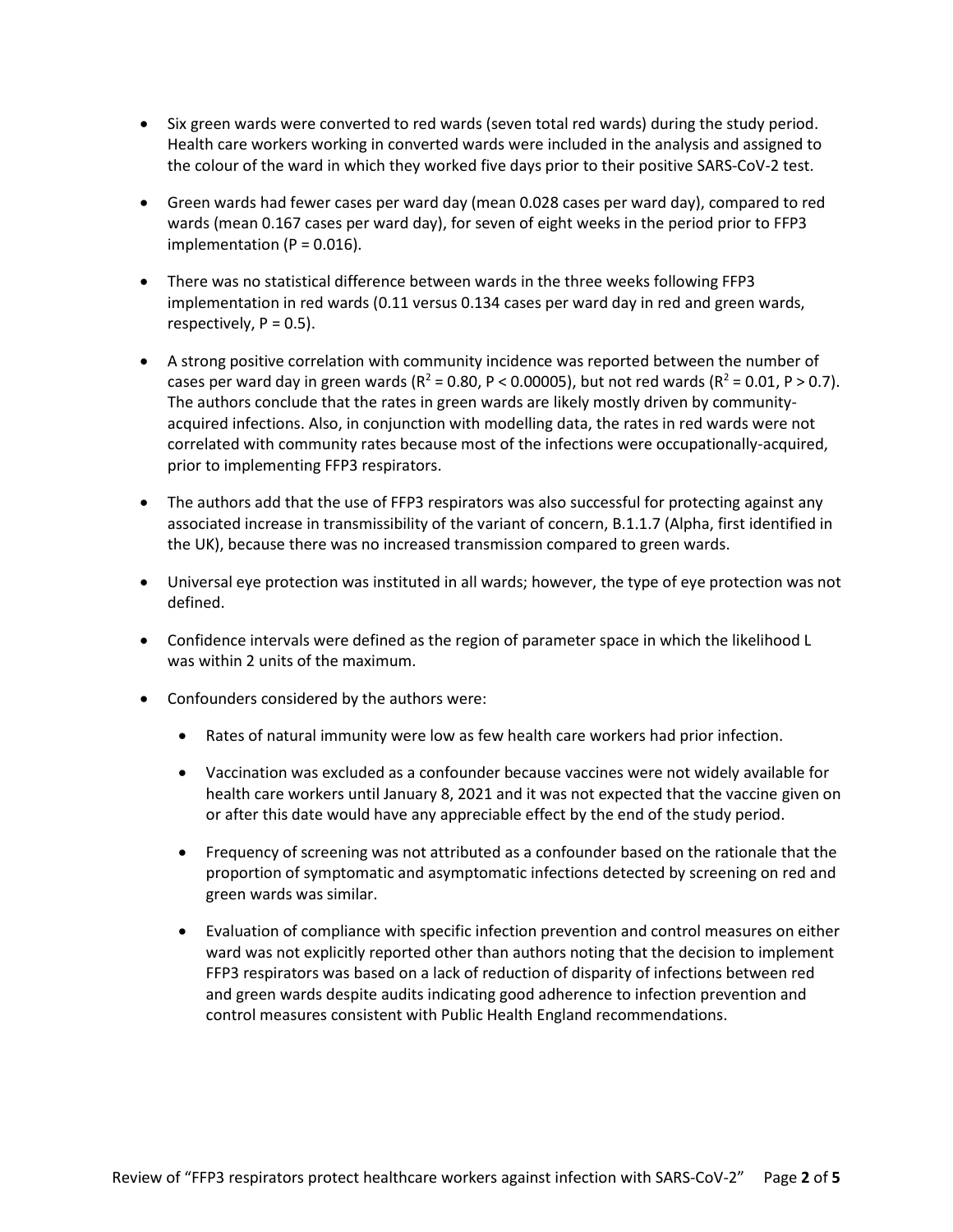- Six green wards were converted to red wards (seven total red wards) during the study period. Health care workers working in converted wards were included in the analysis and assigned to the colour of the ward in which they worked five days prior to their positive SARS-CoV-2 test.

- Green wards had fewer cases per ward day (mean 0.028 cases per ward day), compared to red wards (mean 0.167 cases per ward day), for seven of eight weeks in the period prior to FFP3 implementation ($P = 0.016$).

- There was no statistical difference between wards in the three weeks following FFP3 implementation in red wards (0.11 versus 0.134 cases per ward day in red and green wards, respectively, $P = 0.5$).

- A strong positive correlation with community incidence was reported between the number of cases per ward day in green wards ($R^2 = 0.80$, $P < 0.00005$), but not red wards ($R^2 = 0.01$, $P > 0.7$). The authors conclude that the rates in green wards are likely mostly driven by community-acquired infections. Also, in conjunction with modelling data, the rates in red wards were not correlated with community rates because most of the infections were occupationally-acquired, prior to implementing FFP3 respirators.

- The authors add that the use of FFP3 respirators was also successful for protecting against any associated increase in transmissibility of the variant of concern, B.1.1.7 (Alpha, first identified in the UK), because there was no increased transmission compared to green wards.

- Universal eye protection was instituted in all wards; however, the type of eye protection was not defined.

- Confidence intervals were defined as the region of parameter space in which the likelihood L was within 2 units of the maximum.

- Confounders considered by the authors were:

  - Rates of natural immunity were low as few health care workers had prior infection.

  - Vaccination was excluded as a confounder because vaccines were not widely available for health care workers until January 8, 2021 and it was not expected that the vaccine given on or after this date would have any appreciable effect by the end of the study period.

  - Frequency of screening was not attributed as a confounder based on the rationale that the proportion of symptomatic and asymptomatic infections detected by screening on red and green wards was similar.

  - Evaluation of compliance with specific infection prevention and control measures on either ward was not explicitly reported other than authors noting that the decision to implement FFP3 respirators was based on a lack of reduction of disparity of infections between red and green wards despite audits indicating good adherence to infection prevention and control measures consistent with Public Health England recommendations.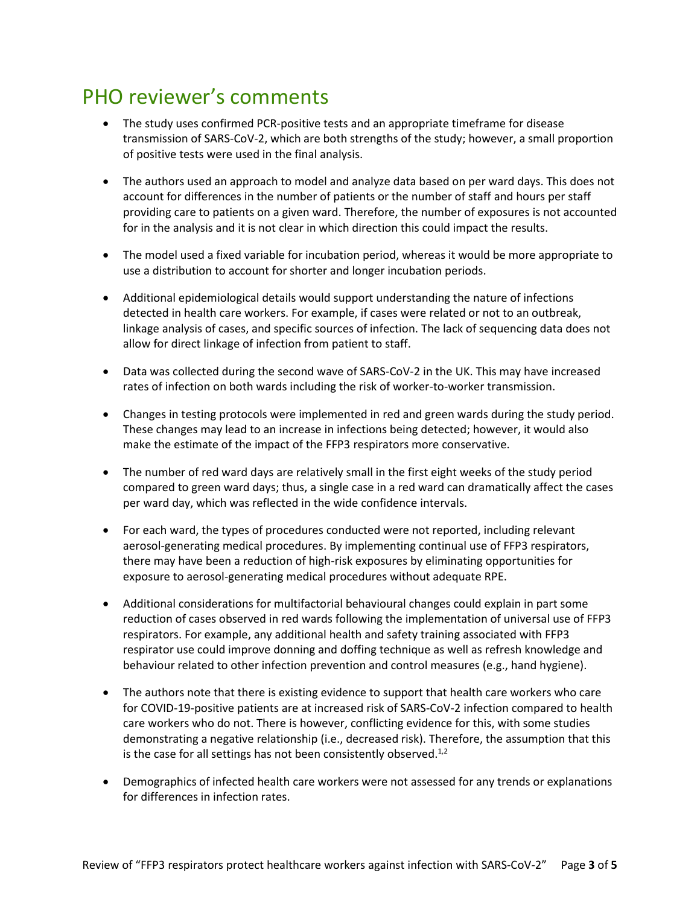# PHO reviewer's comments

- The study uses confirmed PCR-positive tests and an appropriate timeframe for disease transmission of SARS-CoV-2, which are both strengths of the study; however, a small proportion of positive tests were used in the final analysis.
- The authors used an approach to model and analyze data based on per ward days. This does not account for differences in the number of patients or the number of staff and hours per staff providing care to patients on a given ward. Therefore, the number of exposures is not accounted for in the analysis and it is not clear in which direction this could impact the results.
- The model used a fixed variable for incubation period, whereas it would be more appropriate to use a distribution to account for shorter and longer incubation periods.
- Additional epidemiological details would support understanding the nature of infections detected in health care workers. For example, if cases were related or not to an outbreak, linkage analysis of cases, and specific sources of infection. The lack of sequencing data does not allow for direct linkage of infection from patient to staff.
- Data was collected during the second wave of SARS-CoV-2 in the UK. This may have increased rates of infection on both wards including the risk of worker-to-worker transmission.
- Changes in testing protocols were implemented in red and green wards during the study period. These changes may lead to an increase in infections being detected; however, it would also make the estimate of the impact of the FFP3 respirators more conservative.
- The number of red ward days are relatively small in the first eight weeks of the study period compared to green ward days; thus, a single case in a red ward can dramatically affect the cases per ward day, which was reflected in the wide confidence intervals.
- For each ward, the types of procedures conducted were not reported, including relevant aerosol-generating medical procedures. By implementing continual use of FFP3 respirators, there may have been a reduction of high-risk exposures by eliminating opportunities for exposure to aerosol-generating medical procedures without adequate RPE.
- Additional considerations for multifactorial behavioural changes could explain in part some reduction of cases observed in red wards following the implementation of universal use of FFP3 respirators. For example, any additional health and safety training associated with FFP3 respirator use could improve donning and doffing technique as well as refresh knowledge and behaviour related to other infection prevention and control measures (e.g., hand hygiene).
- The authors note that there is existing evidence to support that health care workers who care for COVID-19-positive patients are at increased risk of SARS-CoV-2 infection compared to health care workers who do not. There is however, conflicting evidence for this, with some studies demonstrating a negative relationship (i.e., decreased risk). Therefore, the assumption that this is the case for all settings has not been consistently observed.[1,2]
- Demographics of infected health care workers were not assessed for any trends or explanations for differences in infection rates.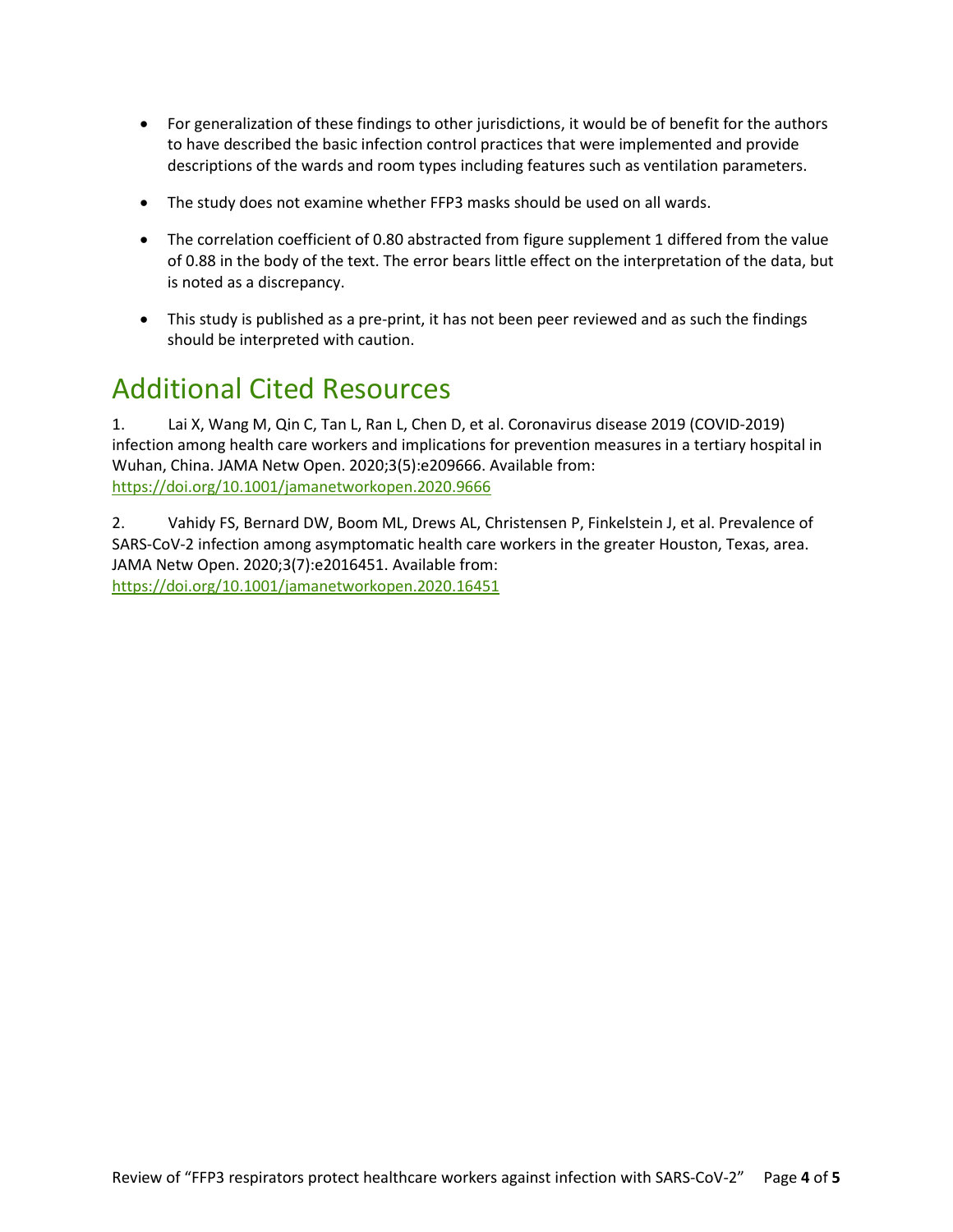- For generalization of these findings to other jurisdictions, it would be of benefit for the authors to have described the basic infection control practices that were implemented and provide descriptions of the wards and room types including features such as ventilation parameters.

- The study does not examine whether FFP3 masks should be used on all wards.

- The correlation coefficient of 0.80 abstracted from figure supplement 1 differed from the value of 0.88 in the body of the text. The error bears little effect on the interpretation of the data, but is noted as a discrepancy.

- This study is published as a pre-print, it has not been peer reviewed and as such the findings should be interpreted with caution.

# Additional Cited Resources

1. Lai X, Wang M, Qin C, Tan L, Ran L, Chen D, et al. Coronavirus disease 2019 (COVID-2019) infection among health care workers and implications for prevention measures in a tertiary hospital in Wuhan, China. JAMA Netw Open. 2020;3(5):e209666. Available from: https://doi.org/10.1001/jamanetworkopen.2020.9666

2. Vahidy FS, Bernard DW, Boom ML, Drews AL, Christensen P, Finkelstein J, et al. Prevalence of SARS-CoV-2 infection among asymptomatic health care workers in the greater Houston, Texas, area. JAMA Netw Open. 2020;3(7):e2016451. Available from: https://doi.org/10.1001/jamanetworkopen.2020.16451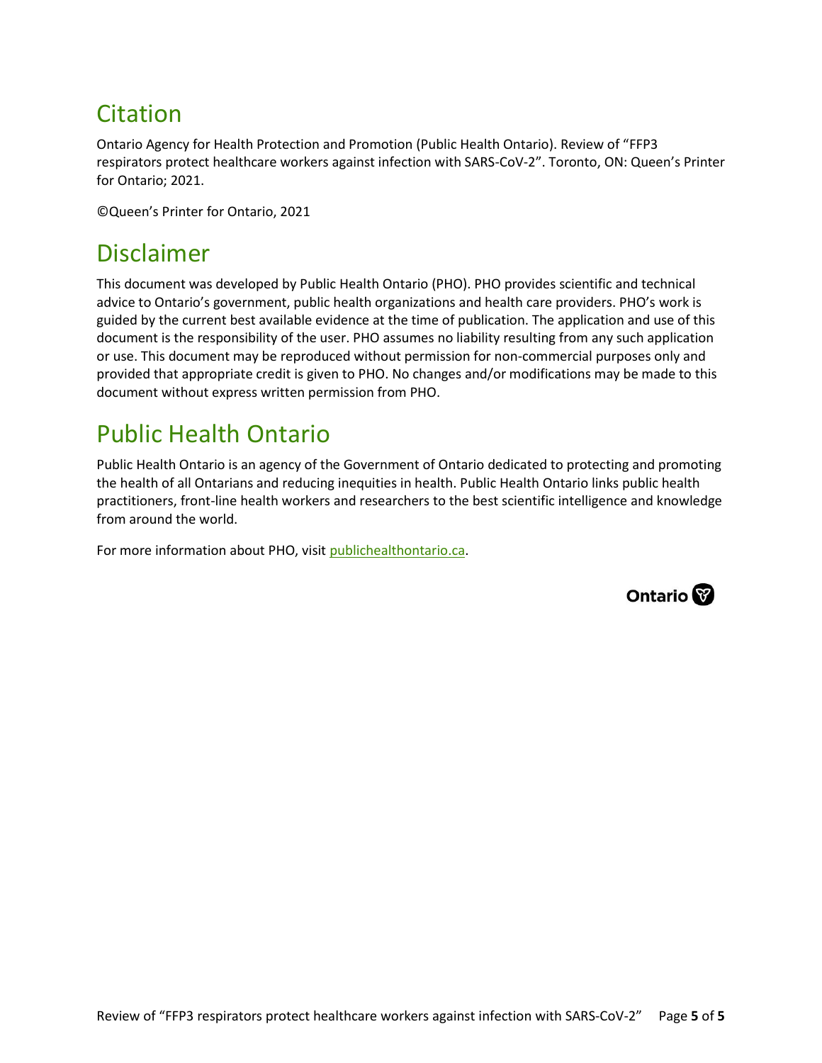## Citation

Ontario Agency for Health Protection and Promotion (Public Health Ontario). Review of "FFP3 respirators protect healthcare workers against infection with SARS-CoV-2". Toronto, ON: Queen's Printer for Ontario; 2021.

©Queen's Printer for Ontario, 2021

## Disclaimer

This document was developed by Public Health Ontario (PHO). PHO provides scientific and technical advice to Ontario's government, public health organizations and health care providers. PHO's work is guided by the current best available evidence at the time of publication. The application and use of this document is the responsibility of the user. PHO assumes no liability resulting from any such application or use. This document may be reproduced without permission for non-commercial purposes only and provided that appropriate credit is given to PHO. No changes and/or modifications may be made to this document without express written permission from PHO.

## Public Health Ontario

Public Health Ontario is an agency of the Government of Ontario dedicated to protecting and promoting the health of all Ontarians and reducing inequities in health. Public Health Ontario links public health practitioners, front-line health workers and researchers to the best scientific intelligence and knowledge from around the world.

For more information about PHO, visit [publichealthontario.ca](publichealthontario.ca).

Ontario